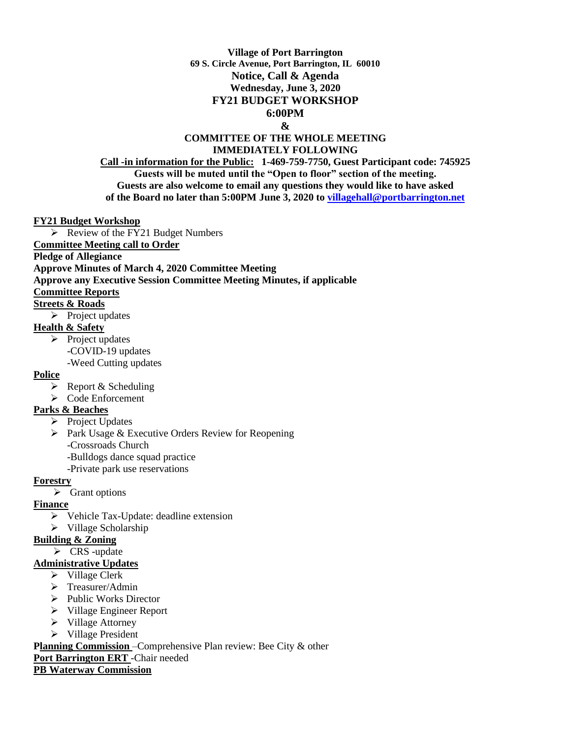**Village of Port Barrington**
**69 S. Circle Avenue, Port Barrington, IL 60010**
**Notice, Call & Agenda**
**Wednesday, June 3, 2020**
**FY21 BUDGET WORKSHOP**
**6:00PM**
**&**
**COMMITTEE OF THE WHOLE MEETING**
**IMMEDIATELY FOLLOWING**

**Call -in information for the Public: 1-469-759-7750, Guest Participant code: 745925**
**Guests will be muted until the "Open to floor" section of the meeting.**
**Guests are also welcome to email any questions they would like to have asked of the Board no later than 5:00PM June 3, 2020 to villagehall@portbarrington.net**

**FY21 Budget Workshop**
- Review of the FY21 Budget Numbers

**Committee Meeting call to Order**
**Pledge of Allegiance**
**Approve Minutes of March 4, 2020 Committee Meeting**
**Approve any Executive Session Committee Meeting Minutes, if applicable**
**Committee Reports**

**Streets & Roads**
- Project updates

**Health & Safety**
- Project updates
  - -COVID-19 updates
  - -Weed Cutting updates

**Police**
- Report & Scheduling
- Code Enforcement

**Parks & Beaches**
- Project Updates
- Park Usage & Executive Orders Review for Reopening
  - -Crossroads Church
  - -Bulldogs dance squad practice
  - -Private park use reservations

**Forestry**
- Grant options

**Finance**
- Vehicle Tax-Update: deadline extension
- Village Scholarship

**Building & Zoning**
- CRS -update

**Administrative Updates**
- Village Clerk
- Treasurer/Admin
- Public Works Director
- Village Engineer Report
- Village Attorney
- Village President

**Planning Commission** –Comprehensive Plan review: Bee City & other
**Port Barrington ERT** -Chair needed
**PB Waterway Commission**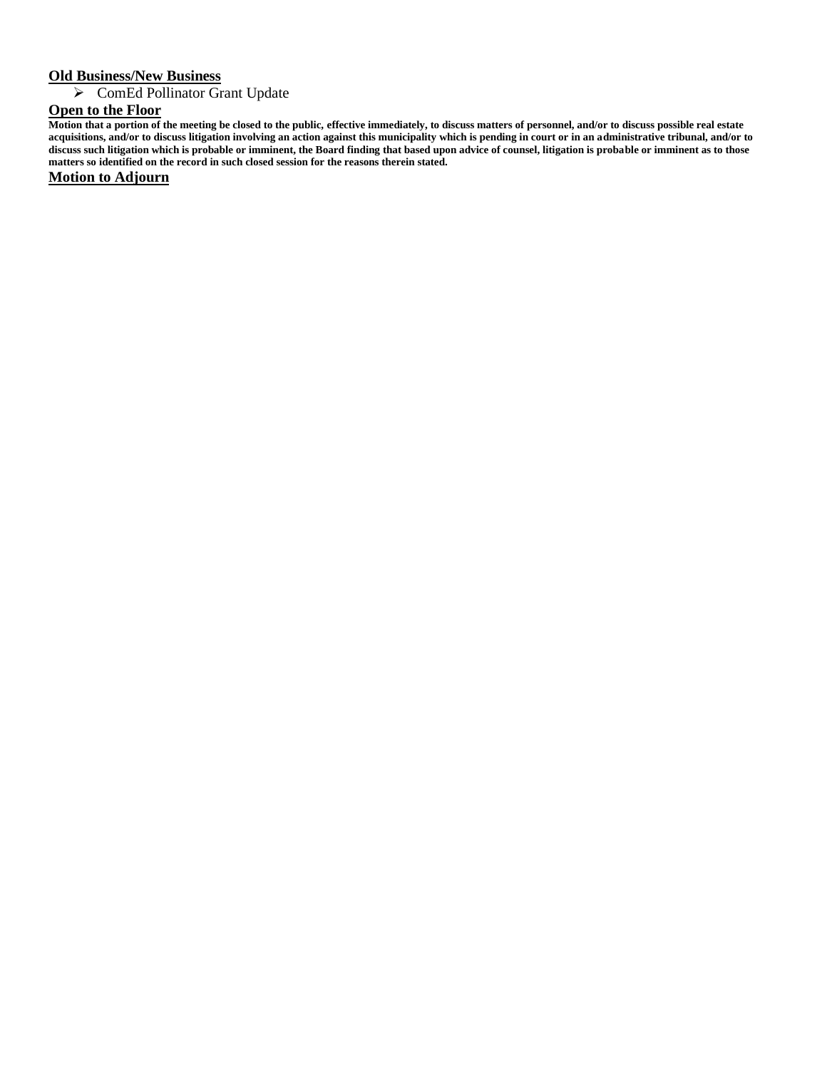**Old Business/New Business**

- ComEd Pollinator Grant Update

**Open to the Floor**

**Motion that a portion of the meeting be closed to the public, effective immediately, to discuss matters of personnel, and/or to discuss possible real estate acquisitions, and/or to discuss litigation involving an action against this municipality which is pending in court or in an administrative tribunal, and/or to discuss such litigation which is probable or imminent, the Board finding that based upon advice of counsel, litigation is probable or imminent as to those matters so identified on the record in such closed session for the reasons therein stated.**

**Motion to Adjourn**